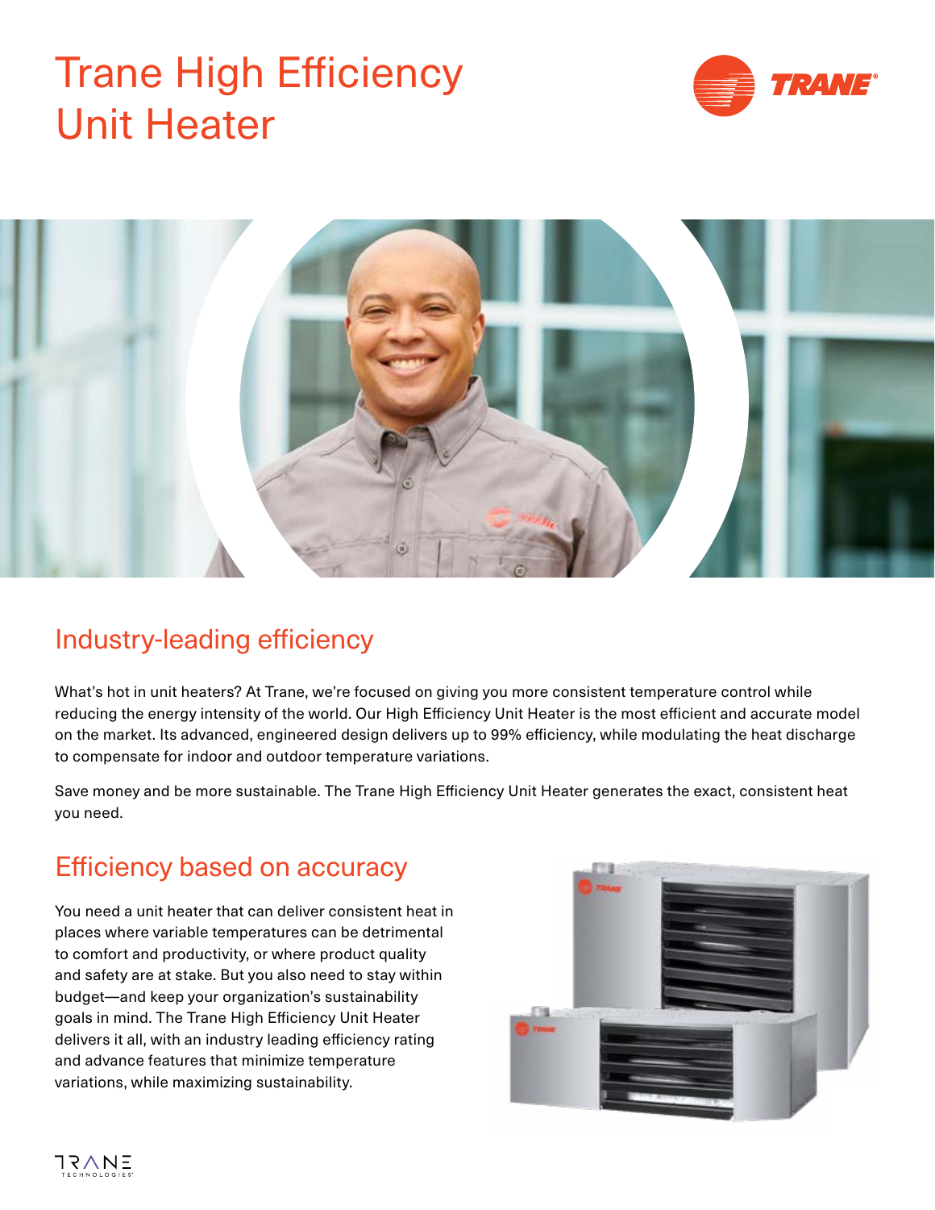# Trane High Efficiency Unit Heater

## Industry-leading efficiency

What's hot in unit heaters? At Trane, we're focused on giving you more consistent temperature control while reducing the energy intensity of the world. Our High Efficiency Unit Heater is the most efficient and accurate model on the market. Its advanced, engineered design delivers up to 99% efficiency, while modulating the heat discharge to compensate for indoor and outdoor temperature variations.

Save money and be more sustainable. The Trane High Efficiency Unit Heater generates the exact, consistent heat you need.

## Efficiency based on accuracy

You need a unit heater that can deliver consistent heat in places where variable temperatures can be detrimental to comfort and productivity, or where product quality and safety are at stake. But you also need to stay within budget—and keep your organization's sustainability goals in mind. The Trane High Efficiency Unit Heater delivers it all, with an industry leading efficiency rating and advance features that minimize temperature variations, while maximizing sustainability.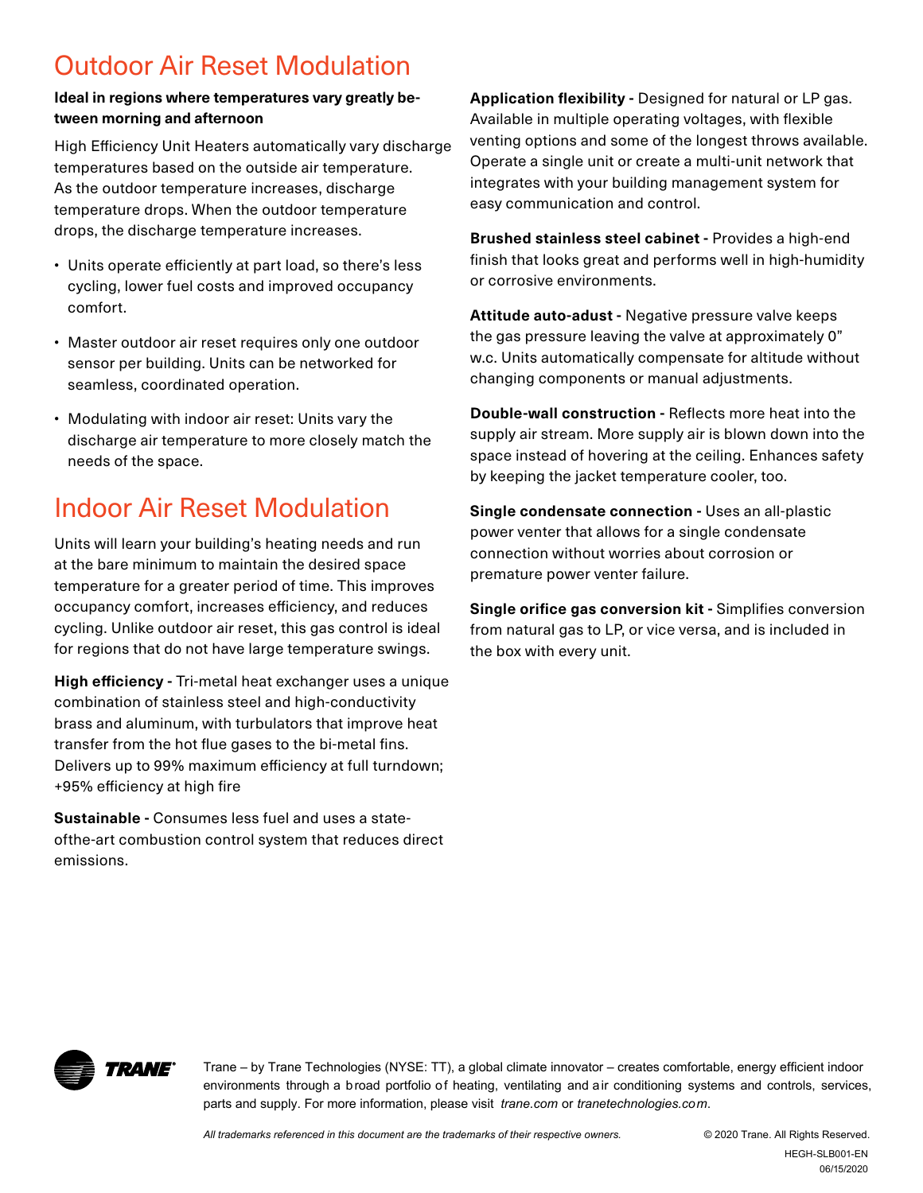## Outdoor Air Reset Modulation

**Ideal in regions where temperatures vary greatly between morning and afternoon**

High Efficiency Unit Heaters automatically vary discharge temperatures based on the outside air temperature. As the outdoor temperature increases, discharge temperature drops. When the outdoor temperature drops, the discharge temperature increases.

- Units operate efficiently at part load, so there's less cycling, lower fuel costs and improved occupancy comfort.
- Master outdoor air reset requires only one outdoor sensor per building. Units can be networked for seamless, coordinated operation.
- Modulating with indoor air reset: Units vary the discharge air temperature to more closely match the needs of the space.

## Indoor Air Reset Modulation

Units will learn your building's heating needs and run at the bare minimum to maintain the desired space temperature for a greater period of time. This improves occupancy comfort, increases efficiency, and reduces cycling. Unlike outdoor air reset, this gas control is ideal for regions that do not have large temperature swings.

**High efficiency -** Tri-metal heat exchanger uses a unique combination of stainless steel and high-conductivity brass and aluminum, with turbulators that improve heat transfer from the hot flue gases to the bi-metal fins. Delivers up to 99% maximum efficiency at full turndown; +95% efficiency at high fire

**Sustainable -** Consumes less fuel and uses a state-ofthe-art combustion control system that reduces direct emissions.

**Application flexibility -** Designed for natural or LP gas. Available in multiple operating voltages, with flexible venting options and some of the longest throws available. Operate a single unit or create a multi-unit network that integrates with your building management system for easy communication and control.

**Brushed stainless steel cabinet -** Provides a high-end finish that looks great and performs well in high-humidity or corrosive environments.

**Attitude auto-adust -** Negative pressure valve keeps the gas pressure leaving the valve at approximately 0" w.c. Units automatically compensate for altitude without changing components or manual adjustments.

**Double-wall construction -** Reflects more heat into the supply air stream. More supply air is blown down into the space instead of hovering at the ceiling. Enhances safety by keeping the jacket temperature cooler, too.

**Single condensate connection -** Uses an all-plastic power venter that allows for a single condensate connection without worries about corrosion or premature power venter failure.

**Single orifice gas conversion kit -** Simplifies conversion from natural gas to LP, or vice versa, and is included in the box with every unit.

Trane – by Trane Technologies (NYSE: TT), a global climate innovator – creates comfortable, energy efficient indoor environments through a broad portfolio of heating, ventilating and air conditioning systems and controls, services, parts and supply. For more information, please visit *trane.com* or *tranetechnologies.com.*

*All trademarks referenced in this document are the trademarks of their respective owners.*

© 2020 Trane. All Rights Reserved.

HEGH-SLB001-EN
06/15/2020